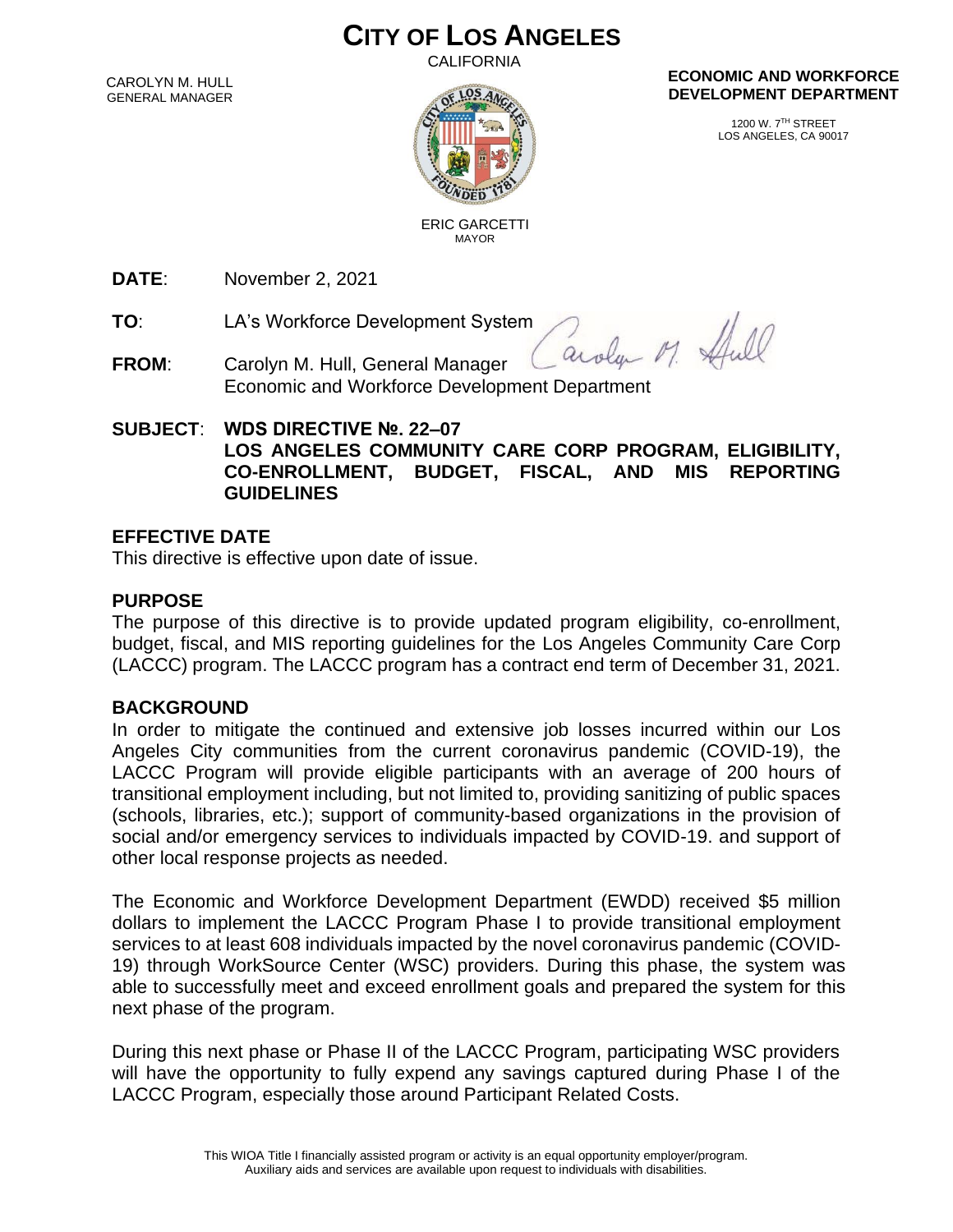# CITY OF LOS ANGELES

CALIFORNIA

CAROLYN M. HULL
GENERAL MANAGER

ERIC GARCETTI
MAYOR

**ECONOMIC AND WORKFORCE DEVELOPMENT DEPARTMENT**

1200 W. 7TH STREET
LOS ANGELES, CA 90017

**DATE**: November 2, 2021

**TO**: LA's Workforce Development System

**FROM**: Carolyn M. Hull, General Manager
Economic and Workforce Development Department

**SUBJECT**: **WDS DIRECTIVE №. 22–07**
**LOS ANGELES COMMUNITY CARE CORP PROGRAM, ELIGIBILITY, CO-ENROLLMENT, BUDGET, FISCAL, AND MIS REPORTING GUIDELINES**

## EFFECTIVE DATE

This directive is effective upon date of issue.

## PURPOSE

The purpose of this directive is to provide updated program eligibility, co-enrollment, budget, fiscal, and MIS reporting guidelines for the Los Angeles Community Care Corp (LACCC) program. The LACCC program has a contract end term of December 31, 2021.

## BACKGROUND

In order to mitigate the continued and extensive job losses incurred within our Los Angeles City communities from the current coronavirus pandemic (COVID-19), the LACCC Program will provide eligible participants with an average of 200 hours of transitional employment including, but not limited to, providing sanitizing of public spaces (schools, libraries, etc.); support of community-based organizations in the provision of social and/or emergency services to individuals impacted by COVID-19. and support of other local response projects as needed.

The Economic and Workforce Development Department (EWDD) received $5 million dollars to implement the LACCC Program Phase I to provide transitional employment services to at least 608 individuals impacted by the novel coronavirus pandemic (COVID-19) through WorkSource Center (WSC) providers. During this phase, the system was able to successfully meet and exceed enrollment goals and prepared the system for this next phase of the program.

During this next phase or Phase II of the LACCC Program, participating WSC providers will have the opportunity to fully expend any savings captured during Phase I of the LACCC Program, especially those around Participant Related Costs.

This WIOA Title I financially assisted program or activity is an equal opportunity employer/program.
Auxiliary aids and services are available upon request to individuals with disabilities.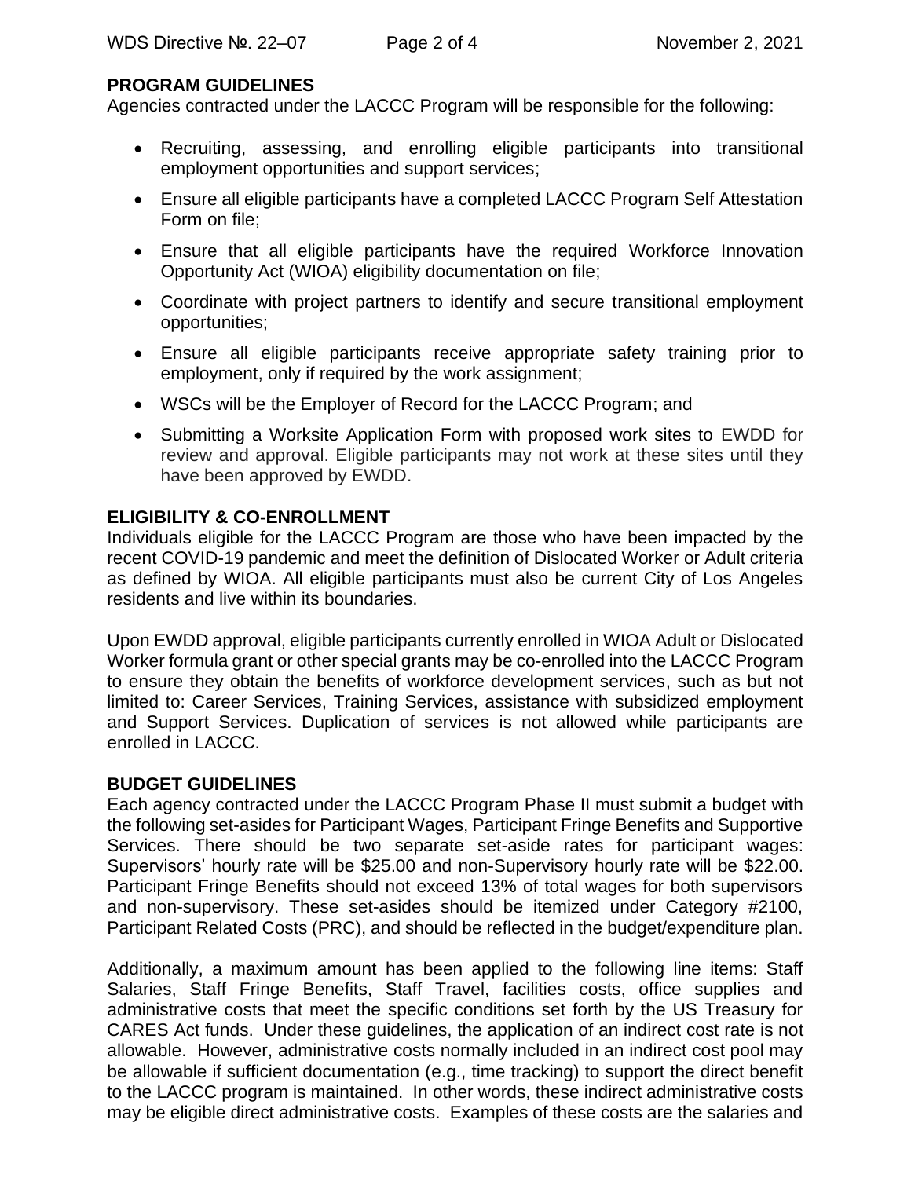**PROGRAM GUIDELINES**

Agencies contracted under the LACCC Program will be responsible for the following:

- Recruiting, assessing, and enrolling eligible participants into transitional employment opportunities and support services;
- Ensure all eligible participants have a completed LACCC Program Self Attestation Form on file;
- Ensure that all eligible participants have the required Workforce Innovation Opportunity Act (WIOA) eligibility documentation on file;
- Coordinate with project partners to identify and secure transitional employment opportunities;
- Ensure all eligible participants receive appropriate safety training prior to employment, only if required by the work assignment;
- WSCs will be the Employer of Record for the LACCC Program; and
- Submitting a Worksite Application Form with proposed work sites to EWDD for review and approval. Eligible participants may not work at these sites until they have been approved by EWDD.

**ELIGIBILITY & CO-ENROLLMENT**

Individuals eligible for the LACCC Program are those who have been impacted by the recent COVID-19 pandemic and meet the definition of Dislocated Worker or Adult criteria as defined by WIOA. All eligible participants must also be current City of Los Angeles residents and live within its boundaries.

Upon EWDD approval, eligible participants currently enrolled in WIOA Adult or Dislocated Worker formula grant or other special grants may be co-enrolled into the LACCC Program to ensure they obtain the benefits of workforce development services, such as but not limited to: Career Services, Training Services, assistance with subsidized employment and Support Services. Duplication of services is not allowed while participants are enrolled in LACCC.

**BUDGET GUIDELINES**

Each agency contracted under the LACCC Program Phase II must submit a budget with the following set-asides for Participant Wages, Participant Fringe Benefits and Supportive Services. There should be two separate set-aside rates for participant wages: Supervisors' hourly rate will be $25.00 and non-Supervisory hourly rate will be $22.00. Participant Fringe Benefits should not exceed 13% of total wages for both supervisors and non-supervisory. These set-asides should be itemized under Category #2100, Participant Related Costs (PRC), and should be reflected in the budget/expenditure plan.

Additionally, a maximum amount has been applied to the following line items: Staff Salaries, Staff Fringe Benefits, Staff Travel, facilities costs, office supplies and administrative costs that meet the specific conditions set forth by the US Treasury for CARES Act funds. Under these guidelines, the application of an indirect cost rate is not allowable. However, administrative costs normally included in an indirect cost pool may be allowable if sufficient documentation (e.g., time tracking) to support the direct benefit to the LACCC program is maintained. In other words, these indirect administrative costs may be eligible direct administrative costs. Examples of these costs are the salaries and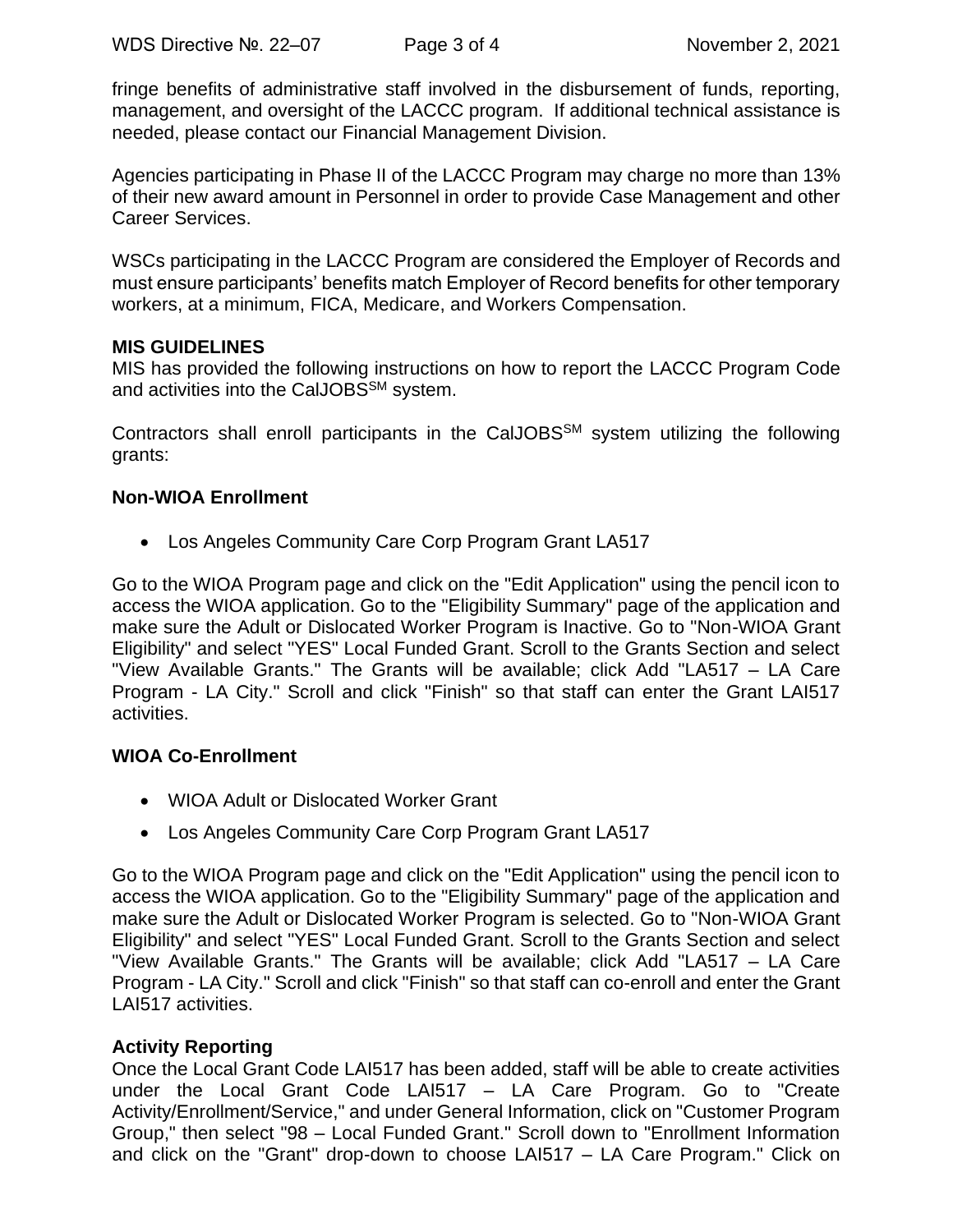fringe benefits of administrative staff involved in the disbursement of funds, reporting, management, and oversight of the LACCC program. If additional technical assistance is needed, please contact our Financial Management Division.

Agencies participating in Phase II of the LACCC Program may charge no more than 13% of their new award amount in Personnel in order to provide Case Management and other Career Services.

WSCs participating in the LACCC Program are considered the Employer of Records and must ensure participants' benefits match Employer of Record benefits for other temporary workers, at a minimum, FICA, Medicare, and Workers Compensation.

**MIS GUIDELINES**

MIS has provided the following instructions on how to report the LACCC Program Code and activities into the CalJOBS[SM] system.

Contractors shall enroll participants in the CalJOBS[SM] system utilizing the following grants:

**Non-WIOA Enrollment**

- Los Angeles Community Care Corp Program Grant LA517

Go to the WIOA Program page and click on the "Edit Application" using the pencil icon to access the WIOA application. Go to the "Eligibility Summary" page of the application and make sure the Adult or Dislocated Worker Program is Inactive. Go to "Non-WIOA Grant Eligibility" and select "YES" Local Funded Grant. Scroll to the Grants Section and select "View Available Grants." The Grants will be available; click Add "LA517 – LA Care Program - LA City." Scroll and click "Finish" so that staff can enter the Grant LAI517 activities.

**WIOA Co-Enrollment**

- WIOA Adult or Dislocated Worker Grant
- Los Angeles Community Care Corp Program Grant LA517

Go to the WIOA Program page and click on the "Edit Application" using the pencil icon to access the WIOA application. Go to the "Eligibility Summary" page of the application and make sure the Adult or Dislocated Worker Program is selected. Go to "Non-WIOA Grant Eligibility" and select "YES" Local Funded Grant. Scroll to the Grants Section and select "View Available Grants." The Grants will be available; click Add "LA517 – LA Care Program - LA City." Scroll and click "Finish" so that staff can co-enroll and enter the Grant LAI517 activities.

**Activity Reporting**

Once the Local Grant Code LAI517 has been added, staff will be able to create activities under the Local Grant Code LAI517 – LA Care Program. Go to "Create Activity/Enrollment/Service," and under General Information, click on "Customer Program Group," then select "98 – Local Funded Grant." Scroll down to "Enrollment Information and click on the "Grant" drop-down to choose LAI517 – LA Care Program." Click on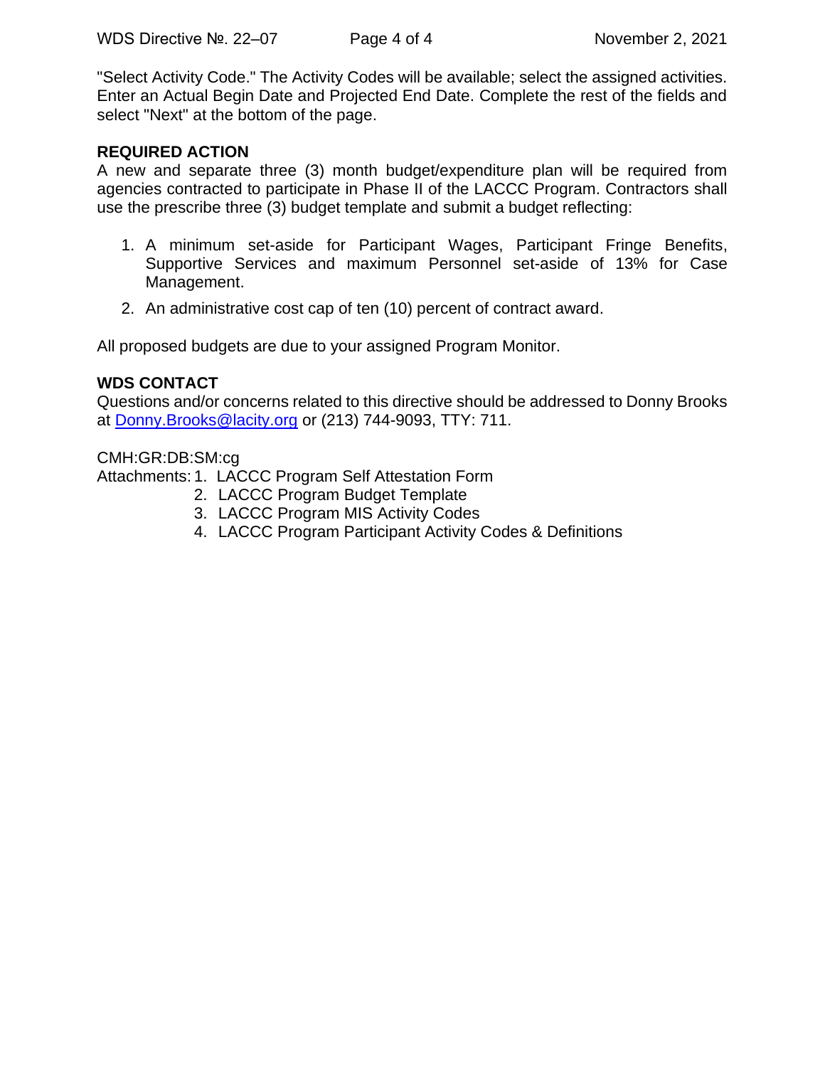"Select Activity Code." The Activity Codes will be available; select the assigned activities. Enter an Actual Begin Date and Projected End Date. Complete the rest of the fields and select "Next" at the bottom of the page.

**REQUIRED ACTION**

A new and separate three (3) month budget/expenditure plan will be required from agencies contracted to participate in Phase II of the LACCC Program. Contractors shall use the prescribe three (3) budget template and submit a budget reflecting:

1. A minimum set-aside for Participant Wages, Participant Fringe Benefits, Supportive Services and maximum Personnel set-aside of 13% for Case Management.
2. An administrative cost cap of ten (10) percent of contract award.

All proposed budgets are due to your assigned Program Monitor.

**WDS CONTACT**

Questions and/or concerns related to this directive should be addressed to Donny Brooks at [Donny.Brooks@lacity.org](mailto:Donny.Brooks@lacity.org) or (213) 744-9093, TTY: 711.

CMH:GR:DB:SM:cg

Attachments:
1. LACCC Program Self Attestation Form
2. LACCC Program Budget Template
3. LACCC Program MIS Activity Codes
4. LACCC Program Participant Activity Codes & Definitions